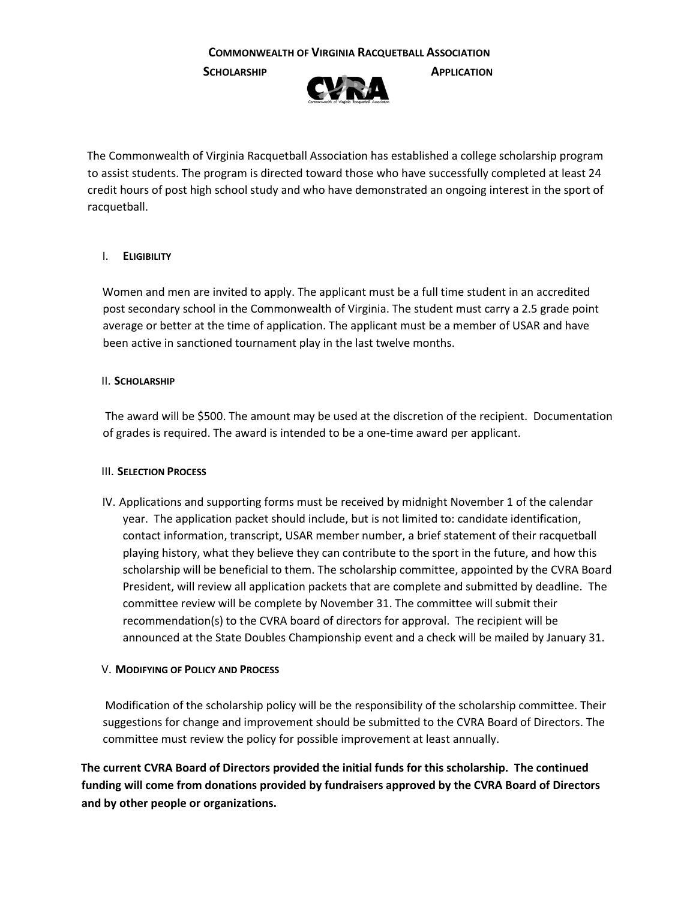# COMMONWEALTH OF VIRGINIA RACQUETBALL ASSOCIATION

## SCHOLARSHIP APPLICATION

The Commonwealth of Virginia Racquetball Association has established a college scholarship program to assist students. The program is directed toward those who have successfully completed at least 24 credit hours of post high school study and who have demonstrated an ongoing interest in the sport of racquetball.

### I. ELIGIBILITY

Women and men are invited to apply. The applicant must be a full time student in an accredited post secondary school in the Commonwealth of Virginia. The student must carry a 2.5 grade point average or better at the time of application. The applicant must be a member of USAR and have been active in sanctioned tournament play in the last twelve months.

### II. SCHOLARSHIP

The award will be $500. The amount may be used at the discretion of the recipient. Documentation of grades is required. The award is intended to be a one-time award per applicant.

### III. SELECTION PROCESS

IV. Applications and supporting forms must be received by midnight November 1 of the calendar year. The application packet should include, but is not limited to: candidate identification, contact information, transcript, USAR member number, a brief statement of their racquetball playing history, what they believe they can contribute to the sport in the future, and how this scholarship will be beneficial to them. The scholarship committee, appointed by the CVRA Board President, will review all application packets that are complete and submitted by deadline. The committee review will be complete by November 31. The committee will submit their recommendation(s) to the CVRA board of directors for approval. The recipient will be announced at the State Doubles Championship event and a check will be mailed by January 31.

### V. MODIFYING OF POLICY AND PROCESS

Modification of the scholarship policy will be the responsibility of the scholarship committee. Their suggestions for change and improvement should be submitted to the CVRA Board of Directors. The committee must review the policy for possible improvement at least annually.

**The current CVRA Board of Directors provided the initial funds for this scholarship. The continued funding will come from donations provided by fundraisers approved by the CVRA Board of Directors and by other people or organizations.**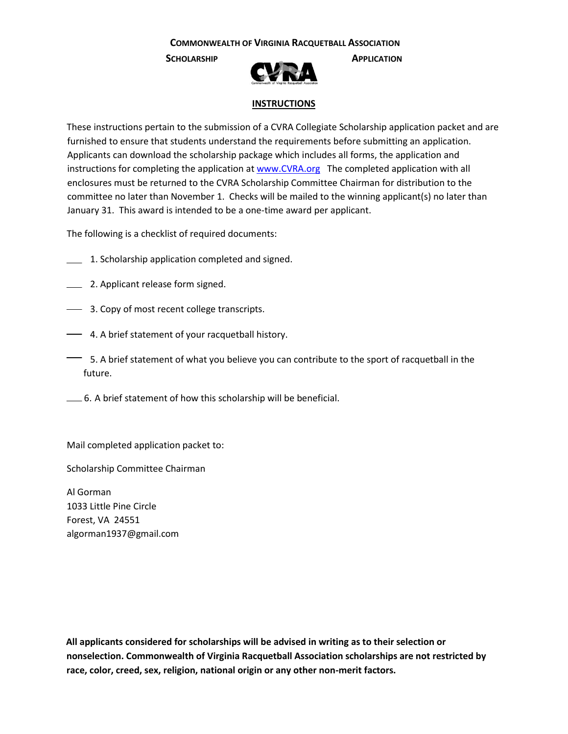**COMMONWEALTH OF VIRGINIA RACQUETBALL ASSOCIATION**

**SCHOLARSHIP APPLICATION**

## INSTRUCTIONS

These instructions pertain to the submission of a CVRA Collegiate Scholarship application packet and are furnished to ensure that students understand the requirements before submitting an application. Applicants can download the scholarship package which includes all forms, the application and instructions for completing the application at [www.CVRA.org](http://www.CVRA.org) The completed application with all enclosures must be returned to the CVRA Scholarship Committee Chairman for distribution to the committee no later than November 1. Checks will be mailed to the winning applicant(s) no later than January 31. This award is intended to be a one-time award per applicant.

The following is a checklist of required documents:

____ 1. Scholarship application completed and signed.

____ 2. Applicant release form signed.

____ 3. Copy of most recent college transcripts.

____ 4. A brief statement of your racquetball history.

____ 5. A brief statement of what you believe you can contribute to the sport of racquetball in the future.

____ 6. A brief statement of how this scholarship will be beneficial.

Mail completed application packet to:

Scholarship Committee Chairman

Al Gorman
1033 Little Pine Circle
Forest, VA 24551
algorman1937@gmail.com

**All applicants considered for scholarships will be advised in writing as to their selection or nonselection. Commonwealth of Virginia Racquetball Association scholarships are not restricted by race, color, creed, sex, religion, national origin or any other non-merit factors.**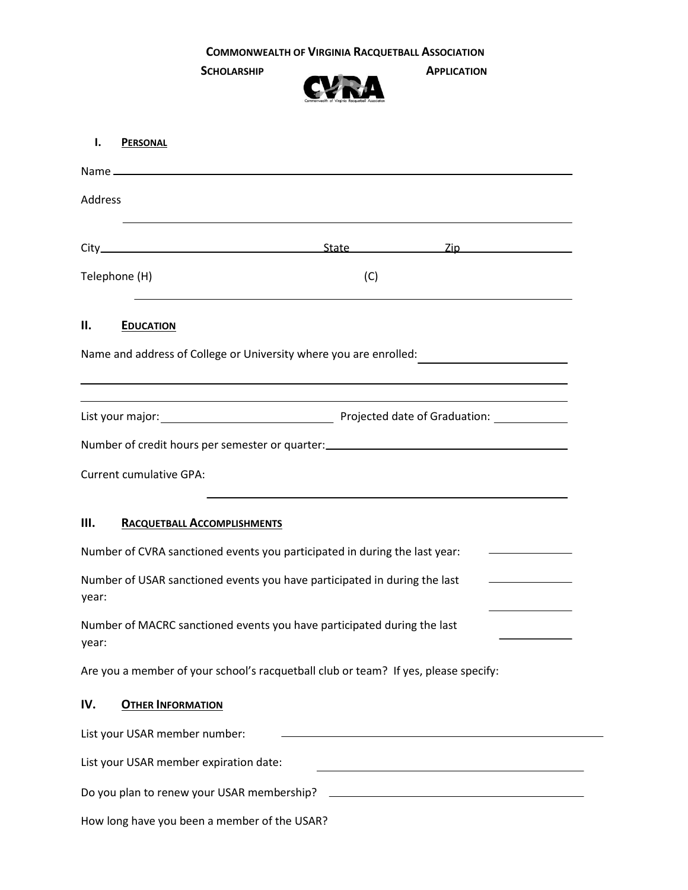**COMMONWEALTH OF VIRGINIA RACQUETBALL ASSOCIATION**

**SCHOLARSHIP APPLICATION**

## I. PERSONAL

Name ______________________________________________________________________

Address

______________________________________________________________________

City ____________________________ State ______________ Zip ______________

Telephone (H) (C)

______________________________________________________________________

## II. EDUCATION

Name and address of College or University where you are enrolled: ____________________

______________________________________________________________________

______________________________________________________________________

List your major: ______________________ Projected date of Graduation: __________

Number of credit hours per semester or quarter: ______________________________

Current cumulative GPA:

______________________________________________________________________

## III. RACQUETBALL ACCOMPLISHMENTS

Number of CVRA sanctioned events you participated in during the last year: __________

Number of USAR sanctioned events you have participated in during the last year: __________

__________

Number of MACRC sanctioned events you have participated during the last year: __________

Are you a member of your school's racquetball club or team? If yes, please specify:

## IV. OTHER INFORMATION

List your USAR member number: ______________________________

List your USAR member expiration date: ______________________________

Do you plan to renew your USAR membership? ______________________________

How long have you been a member of the USAR?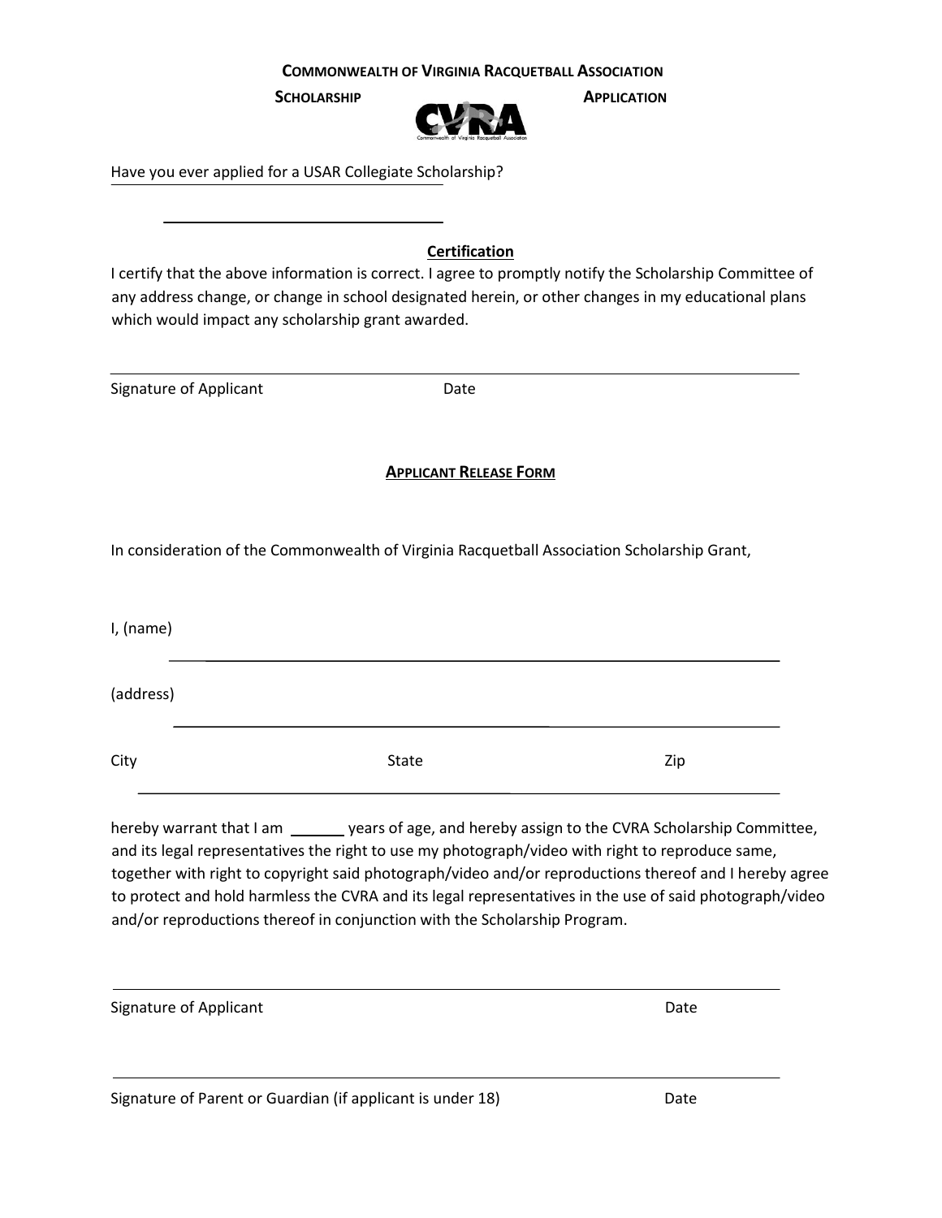**COMMONWEALTH OF VIRGINIA RACQUETBALL ASSOCIATION**

**SCHOLARSHIP APPLICATION**

Have you ever applied for a USAR Collegiate Scholarship?

______________________________

## Certification

I certify that the above information is correct. I agree to promptly notify the Scholarship Committee of any address change, or change in school designated herein, or other changes in my educational plans which would impact any scholarship grant awarded.

______________________________________________________________

Signature of Applicant Date

## APPLICANT RELEASE FORM

In consideration of the Commonwealth of Virginia Racquetball Association Scholarship Grant,

I, (name) ______________________________________________

(address) ______________________________________________

City State Zip

______________________________________________

hereby warrant that I am ______ years of age, and hereby assign to the CVRA Scholarship Committee, and its legal representatives the right to use my photograph/video with right to reproduce same, together with right to copyright said photograph/video and/or reproductions thereof and I hereby agree to protect and hold harmless the CVRA and its legal representatives in the use of said photograph/video and/or reproductions thereof in conjunction with the Scholarship Program.

______________________________________________________________

Signature of Applicant Date

______________________________________________________________

Signature of Parent or Guardian (if applicant is under 18) Date